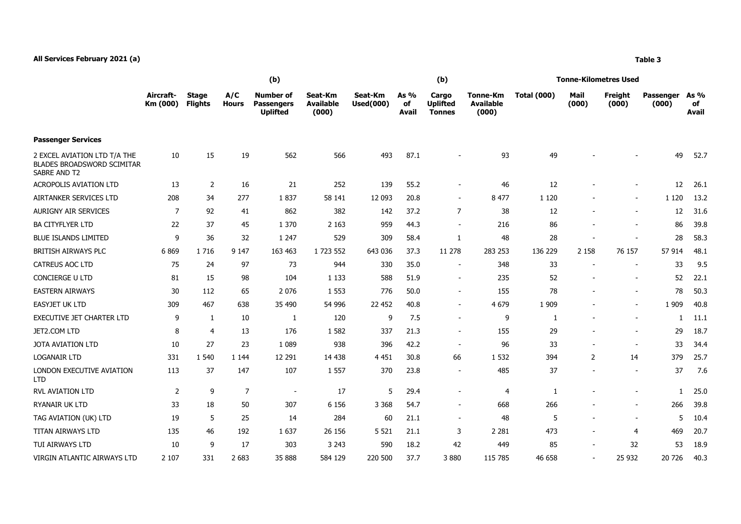**All Services February 2021 (a)**

**Table 3**

| | Aircraft-Km (000) | Stage Flights | A/C Hours | (b) Number of Passengers Uplifted | Seat-Km Available (000) | Seat-Km Used(000) | As % of Avail | (b) Cargo Uplifted Tonnes | Tonne-Km Available (000) | Tonne-Kilometres Used Total (000) | Mail (000) | Freight (000) | Passenger (000) | As % of Avail |
|---|---|---|---|---|---|---|---|---|---|---|---|---|---|---|
| **Passenger Services** | | | | | | | | | | | | | | |
| 2 EXCEL AVIATION LTD T/A THE BLADES BROADSWORD SCIMITAR SABRE AND T2 | 10 | 15 | 19 | 562 | 566 | 493 | 87.1 | - | 93 | 49 | - | - | 49 | 52.7 |
| ACROPOLIS AVIATION LTD | 13 | 2 | 16 | 21 | 252 | 139 | 55.2 | - | 46 | 12 | - | - | 12 | 26.1 |
| AIRTANKER SERVICES LTD | 208 | 34 | 277 | 1 837 | 58 141 | 12 093 | 20.8 | - | 8 477 | 1 120 | - | - | 1 120 | 13.2 |
| AURIGNY AIR SERVICES | 7 | 92 | 41 | 862 | 382 | 142 | 37.2 | 7 | 38 | 12 | - | - | 12 | 31.6 |
| BA CITYFLYER LTD | 22 | 37 | 45 | 1 370 | 2 163 | 959 | 44.3 | - | 216 | 86 | - | - | 86 | 39.8 |
| BLUE ISLANDS LIMITED | 9 | 36 | 32 | 1 247 | 529 | 309 | 58.4 | 1 | 48 | 28 | - | - | 28 | 58.3 |
| BRITISH AIRWAYS PLC | 6 869 | 1 716 | 9 147 | 163 463 | 1 723 552 | 643 036 | 37.3 | 11 278 | 283 253 | 136 229 | 2 158 | 76 157 | 57 914 | 48.1 |
| CATREUS AOC LTD | 75 | 24 | 97 | 73 | 944 | 330 | 35.0 | - | 348 | 33 | - | - | 33 | 9.5 |
| CONCIERGE U LTD | 81 | 15 | 98 | 104 | 1 133 | 588 | 51.9 | - | 235 | 52 | - | - | 52 | 22.1 |
| EASTERN AIRWAYS | 30 | 112 | 65 | 2 076 | 1 553 | 776 | 50.0 | - | 155 | 78 | - | - | 78 | 50.3 |
| EASYJET UK LTD | 309 | 467 | 638 | 35 490 | 54 996 | 22 452 | 40.8 | - | 4 679 | 1 909 | - | - | 1 909 | 40.8 |
| EXECUTIVE JET CHARTER LTD | 9 | 1 | 10 | 1 | 120 | 9 | 7.5 | - | 9 | 1 | - | - | 1 | 11.1 |
| JET2.COM LTD | 8 | 4 | 13 | 176 | 1 582 | 337 | 21.3 | - | 155 | 29 | - | - | 29 | 18.7 |
| JOTA AVIATION LTD | 10 | 27 | 23 | 1 089 | 938 | 396 | 42.2 | - | 96 | 33 | - | - | 33 | 34.4 |
| LOGANAIR LTD | 331 | 1 540 | 1 144 | 12 291 | 14 438 | 4 451 | 30.8 | 66 | 1 532 | 394 | 2 | 14 | 379 | 25.7 |
| LONDON EXECUTIVE AVIATION LTD | 113 | 37 | 147 | 107 | 1 557 | 370 | 23.8 | - | 485 | 37 | - | - | 37 | 7.6 |
| RVL AVIATION LTD | 2 | 9 | 7 | - | 17 | 5 | 29.4 | - | 4 | 1 | - | - | 1 | 25.0 |
| RYANAIR UK LTD | 33 | 18 | 50 | 307 | 6 156 | 3 368 | 54.7 | - | 668 | 266 | - | - | 266 | 39.8 |
| TAG AVIATION (UK) LTD | 19 | 5 | 25 | 14 | 284 | 60 | 21.1 | - | 48 | 5 | - | - | 5 | 10.4 |
| TITAN AIRWAYS LTD | 135 | 46 | 192 | 1 637 | 26 156 | 5 521 | 21.1 | 3 | 2 281 | 473 | - | 4 | 469 | 20.7 |
| TUI AIRWAYS LTD | 10 | 9 | 17 | 303 | 3 243 | 590 | 18.2 | 42 | 449 | 85 | - | 32 | 53 | 18.9 |
| VIRGIN ATLANTIC AIRWAYS LTD | 2 107 | 331 | 2 683 | 35 888 | 584 129 | 220 500 | 37.7 | 3 880 | 115 785 | 46 658 | - | 25 932 | 20 726 | 40.3 |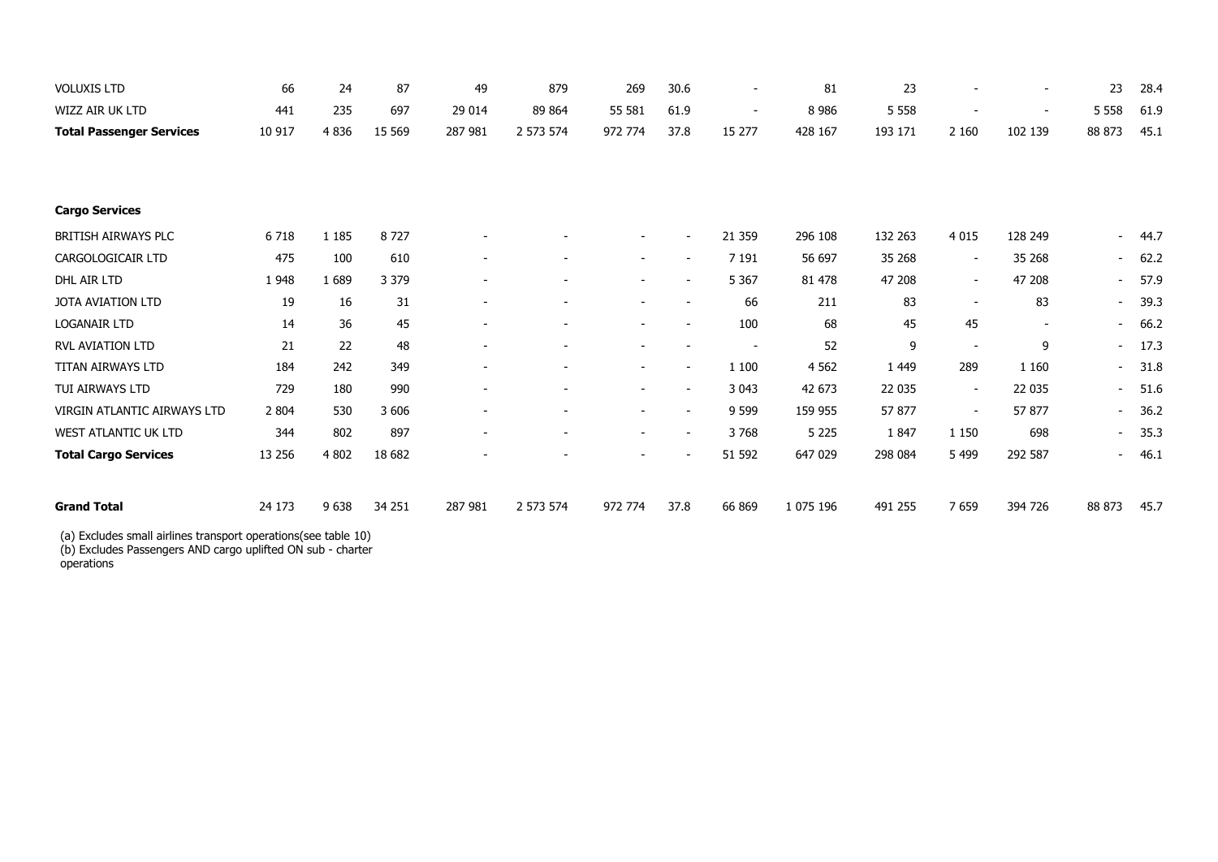| | | | | | | | | | | | | | | |
|---|---|---|---|---|---|---|---|---|---|---|---|---|---|---|
| VOLUXIS LTD | 66 | 24 | 87 | 49 | 879 | 269 | 30.6 | - | 81 | 23 | - | - | 23 | 28.4 |
| WIZZ AIR UK LTD | 441 | 235 | 697 | 29 014 | 89 864 | 55 581 | 61.9 | - | 8 986 | 5 558 | - | - | 5 558 | 61.9 |
| **Total Passenger Services** | 10 917 | 4 836 | 15 569 | 287 981 | 2 573 574 | 972 774 | 37.8 | 15 277 | 428 167 | 193 171 | 2 160 | 102 139 | 88 873 | 45.1 |
| | | | | | | | | | | | | | | |
| **Cargo Services** | | | | | | | | | | | | | | |
| BRITISH AIRWAYS PLC | 6 718 | 1 185 | 8 727 | - | - | - | - | 21 359 | 296 108 | 132 263 | 4 015 | 128 249 | - | 44.7 |
| CARGOLOGICAIR LTD | 475 | 100 | 610 | - | - | - | - | 7 191 | 56 697 | 35 268 | - | 35 268 | - | 62.2 |
| DHL AIR LTD | 1 948 | 1 689 | 3 379 | - | - | - | - | 5 367 | 81 478 | 47 208 | - | 47 208 | - | 57.9 |
| JOTA AVIATION LTD | 19 | 16 | 31 | - | - | - | - | 66 | 211 | 83 | - | 83 | - | 39.3 |
| LOGANAIR LTD | 14 | 36 | 45 | - | - | - | - | 100 | 68 | 45 | 45 | - | - | 66.2 |
| RVL AVIATION LTD | 21 | 22 | 48 | - | - | - | - | - | 52 | 9 | - | 9 | - | 17.3 |
| TITAN AIRWAYS LTD | 184 | 242 | 349 | - | - | - | - | 1 100 | 4 562 | 1 449 | 289 | 1 160 | - | 31.8 |
| TUI AIRWAYS LTD | 729 | 180 | 990 | - | - | - | - | 3 043 | 42 673 | 22 035 | - | 22 035 | - | 51.6 |
| VIRGIN ATLANTIC AIRWAYS LTD | 2 804 | 530 | 3 606 | - | - | - | - | 9 599 | 159 955 | 57 877 | - | 57 877 | - | 36.2 |
| WEST ATLANTIC UK LTD | 344 | 802 | 897 | - | - | - | - | 3 768 | 5 225 | 1 847 | 1 150 | 698 | - | 35.3 |
| **Total Cargo Services** | 13 256 | 4 802 | 18 682 | - | - | - | - | 51 592 | 647 029 | 298 084 | 5 499 | 292 587 | - | 46.1 |
| | | | | | | | | | | | | | | |
| **Grand Total** | 24 173 | 9 638 | 34 251 | 287 981 | 2 573 574 | 972 774 | 37.8 | 66 869 | 1 075 196 | 491 255 | 7 659 | 394 726 | 88 873 | 45.7 |

(a) Excludes small airlines transport operations(see table 10)
(b) Excludes Passengers AND cargo uplifted ON sub - charter operations